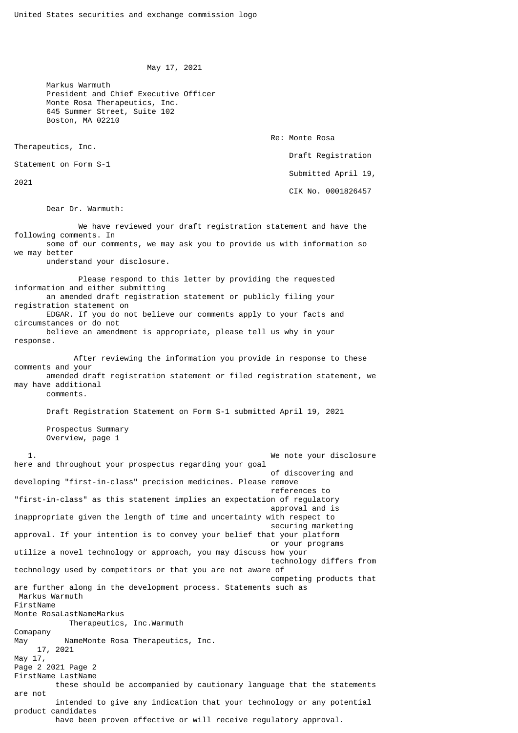United States securities and exchange commission logo

May 17, 2021

Markus Warmuth
President and Chief Executive Officer
Monte Rosa Therapeutics, Inc.
645 Summer Street, Suite 102
Boston, MA 02210

Re: Monte Rosa Therapeutics, Inc.
Draft Registration Statement on Form S-1
Submitted April 19, 2021
CIK No. 0001826457

Dear Dr. Warmuth:

We have reviewed your draft registration statement and have the following comments. In some of our comments, we may ask you to provide us with information so we may better understand your disclosure.

Please respond to this letter by providing the requested information and either submitting an amended draft registration statement or publicly filing your registration statement on EDGAR. If you do not believe our comments apply to your facts and circumstances or do not believe an amendment is appropriate, please tell us why in your response.

After reviewing the information you provide in response to these comments and your amended draft registration statement or filed registration statement, we may have additional comments.

Draft Registration Statement on Form S-1 submitted April 19, 2021

Prospectus Summary
Overview, page 1

1. We note your disclosure here and throughout your prospectus regarding your goal of discovering and developing "first-in-class" precision medicines. Please remove references to "first-in-class" as this statement implies an expectation of regulatory approval and is inappropriate given the length of time and uncertainty with respect to securing marketing approval. If your intention is to convey your belief that your platform or your programs utilize a novel technology or approach, you may discuss how your technology differs from technology used by competitors or that you are not aware of competing products that are further along in the development process. Statements such as these should be accompanied by cautionary language that the statements are not intended to give any indication that your technology or any potential product candidates have been proven effective or will receive regulatory approval.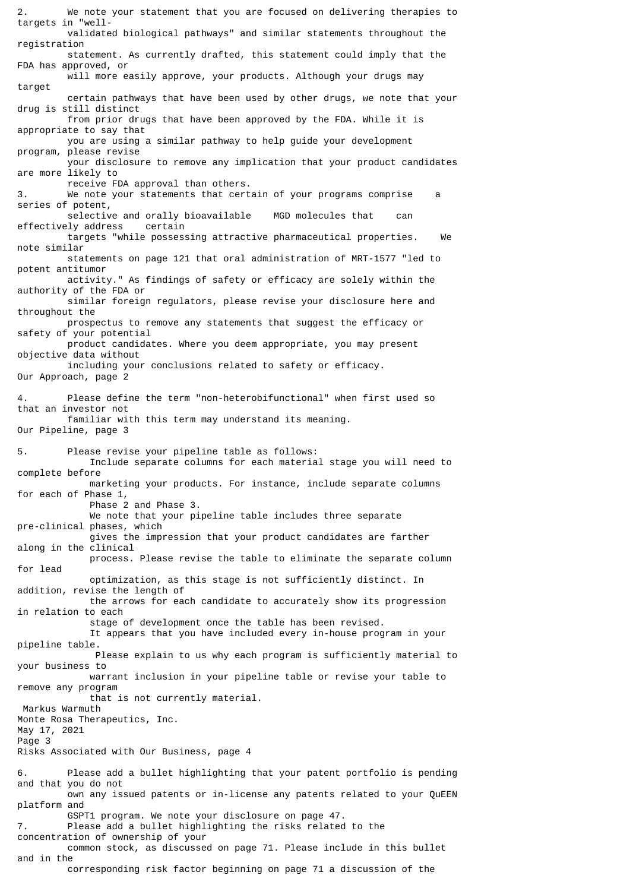2. We note your statement that you are focused on delivering therapies to targets in "well-validated biological pathways" and similar statements throughout the registration statement. As currently drafted, this statement could imply that the FDA has approved, or will more easily approve, your products. Although your drugs may target certain pathways that have been used by other drugs, we note that your drug is still distinct from prior drugs that have been approved by the FDA. While it is appropriate to say that you are using a similar pathway to help guide your development program, please revise your disclosure to remove any implication that your product candidates are more likely to receive FDA approval than others.

3. We note your statements that certain of your programs comprise a series of potent, selective and orally bioavailable MGD molecules that can effectively address certain targets "while possessing attractive pharmaceutical properties. We note similar statements on page 121 that oral administration of MRT-1577 "led to potent antitumor activity." As findings of safety or efficacy are solely within the authority of the FDA or similar foreign regulators, please revise your disclosure here and throughout the prospectus to remove any statements that suggest the efficacy or safety of your potential product candidates. Where you deem appropriate, you may present objective data without including your conclusions related to safety or efficacy.

Our Approach, page 2

4. Please define the term "non-heterobifunctional" when first used so that an investor not familiar with this term may understand its meaning.

Our Pipeline, page 3

5. Please revise your pipeline table as follows:
   - Include separate columns for each material stage you will need to complete before marketing your products. For instance, include separate columns for each of Phase 1, Phase 2 and Phase 3.
   - We note that your pipeline table includes three separate pre-clinical phases, which gives the impression that your product candidates are farther along in the clinical process. Please revise the table to eliminate the separate column for lead optimization, as this stage is not sufficiently distinct. In addition, revise the length of the arrows for each candidate to accurately show its progression in relation to each stage of development once the table has been revised.
   - It appears that you have included every in-house program in your pipeline table. Please explain to us why each program is sufficiently material to your business to warrant inclusion in your pipeline table or revise your table to remove any program that is not currently material.

Markus Warmuth
Monte Rosa Therapeutics, Inc.
May 17, 2021
Page 3

Risks Associated with Our Business, page 4

6. Please add a bullet highlighting that your patent portfolio is pending and that you do not own any issued patents or in-license any patents related to your QuEEN platform and GSPT1 program. We note your disclosure on page 47.

7. Please add a bullet highlighting the risks related to the concentration of ownership of your common stock, as discussed on page 71. Please include in this bullet and in the corresponding risk factor beginning on page 71 a discussion of the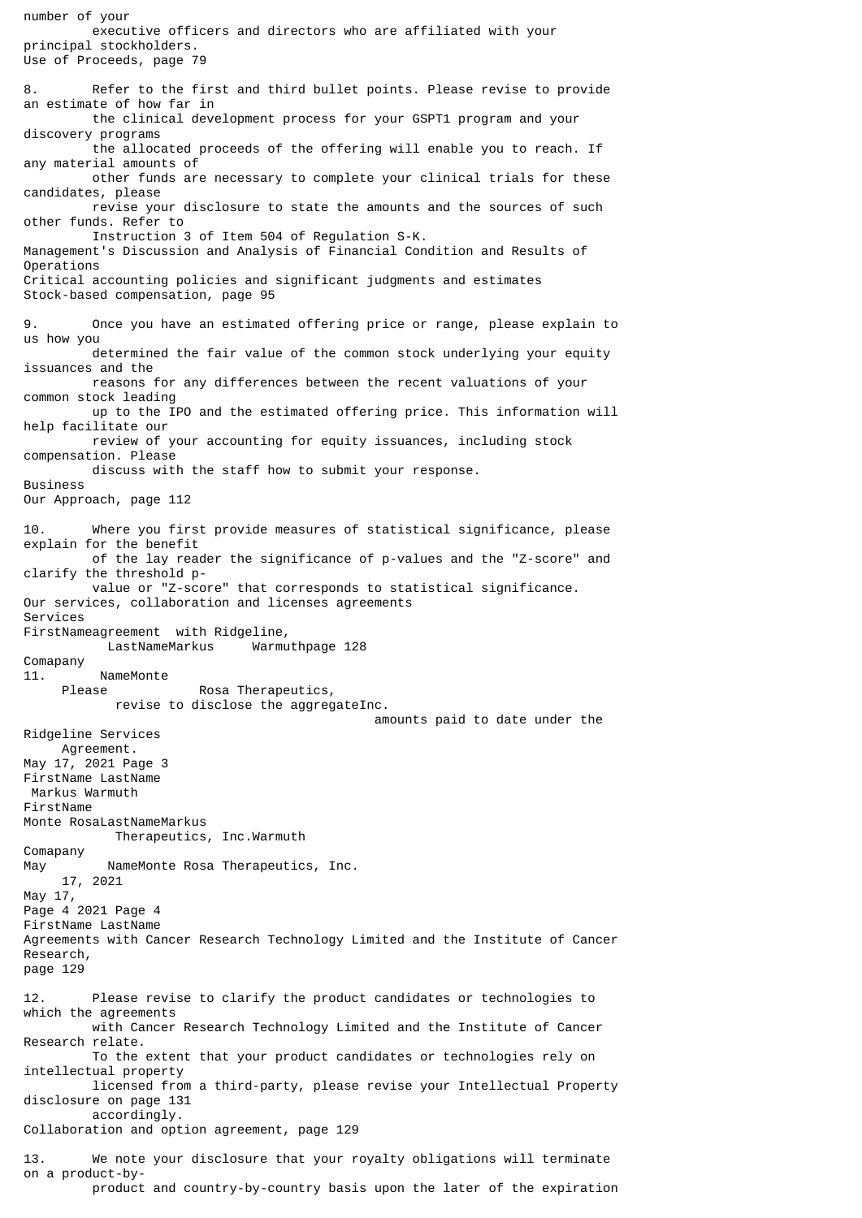number of your executive officers and directors who are affiliated with your principal stockholders.

Use of Proceeds, page 79

8. Refer to the first and third bullet points. Please revise to provide an estimate of how far in the clinical development process for your GSPT1 program and your discovery programs the allocated proceeds of the offering will enable you to reach. If any material amounts of other funds are necessary to complete your clinical trials for these candidates, please revise your disclosure to state the amounts and the sources of such other funds. Refer to Instruction 3 of Item 504 of Regulation S-K.

Management's Discussion and Analysis of Financial Condition and Results of Operations
Critical accounting policies and significant judgments and estimates
Stock-based compensation, page 95

9. Once you have an estimated offering price or range, please explain to us how you determined the fair value of the common stock underlying your equity issuances and the reasons for any differences between the recent valuations of your common stock leading up to the IPO and the estimated offering price. This information will help facilitate our review of your accounting for equity issuances, including stock compensation. Please discuss with the staff how to submit your response.

Business
Our Approach, page 112

10. Where you first provide measures of statistical significance, please explain for the benefit of the lay reader the significance of p-values and the "Z-score" and clarify the threshold p-value or "Z-score" that corresponds to statistical significance.

Our services, collaboration and licenses agreements
Services agreement with Ridgeline, page 128

11. Please revise to disclose the aggregate amounts paid to date under the Ridgeline Services Agreement.

Agreements with Cancer Research Technology Limited and the Institute of Cancer Research, page 129

12. Please revise to clarify the product candidates or technologies to which the agreements with Cancer Research Technology Limited and the Institute of Cancer Research relate. To the extent that your product candidates or technologies rely on intellectual property licensed from a third-party, please revise your Intellectual Property disclosure on page 131 accordingly.

Collaboration and option agreement, page 129

13. We note your disclosure that your royalty obligations will terminate on a product-by-product and country-by-country basis upon the later of the expiration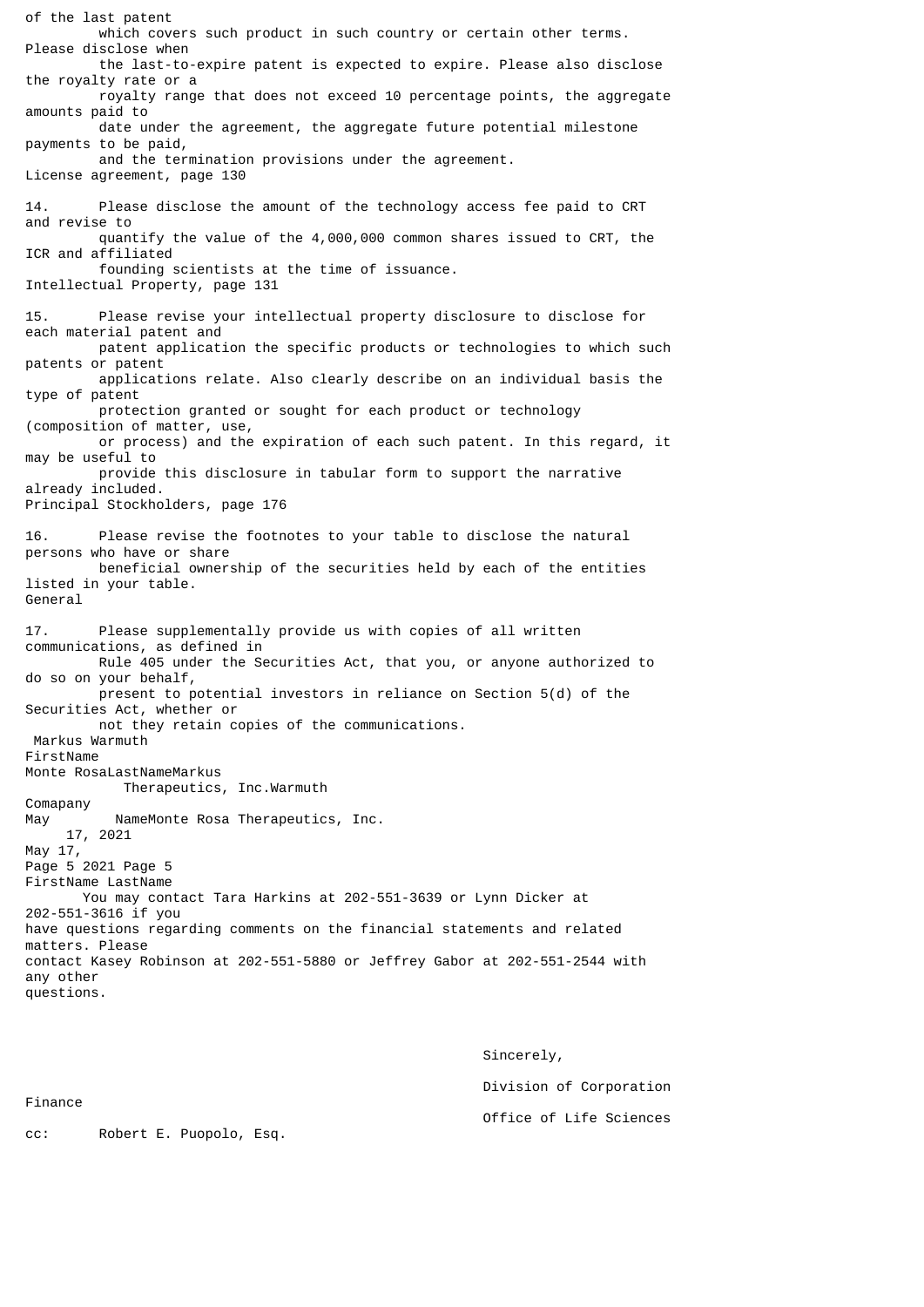of the last patent which covers such product in such country or certain other terms. Please disclose when the last-to-expire patent is expected to expire. Please also disclose the royalty rate or a royalty range that does not exceed 10 percentage points, the aggregate amounts paid to date under the agreement, the aggregate future potential milestone payments to be paid, and the termination provisions under the agreement.

License agreement, page 130

14. Please disclose the amount of the technology access fee paid to CRT and revise to quantify the value of the 4,000,000 common shares issued to CRT, the ICR and affiliated founding scientists at the time of issuance.

Intellectual Property, page 131

15. Please revise your intellectual property disclosure to disclose for each material patent and patent application the specific products or technologies to which such patents or patent applications relate. Also clearly describe on an individual basis the type of patent protection granted or sought for each product or technology (composition of matter, use, or process) and the expiration of each such patent. In this regard, it may be useful to provide this disclosure in tabular form to support the narrative already included.

Principal Stockholders, page 176

16. Please revise the footnotes to your table to disclose the natural persons who have or share beneficial ownership of the securities held by each of the entities listed in your table.

General

17. Please supplementally provide us with copies of all written communications, as defined in Rule 405 under the Securities Act, that you, or anyone authorized to do so on your behalf, present to potential investors in reliance on Section 5(d) of the Securities Act, whether or not they retain copies of the communications.

You may contact Tara Harkins at 202-551-3639 or Lynn Dicker at 202-551-3616 if you have questions regarding comments on the financial statements and related matters. Please contact Kasey Robinson at 202-551-5880 or Jeffrey Gabor at 202-551-2544 with any other questions.

Sincerely,

Division of Corporation Finance

Office of Life Sciences

cc: Robert E. Puopolo, Esq.